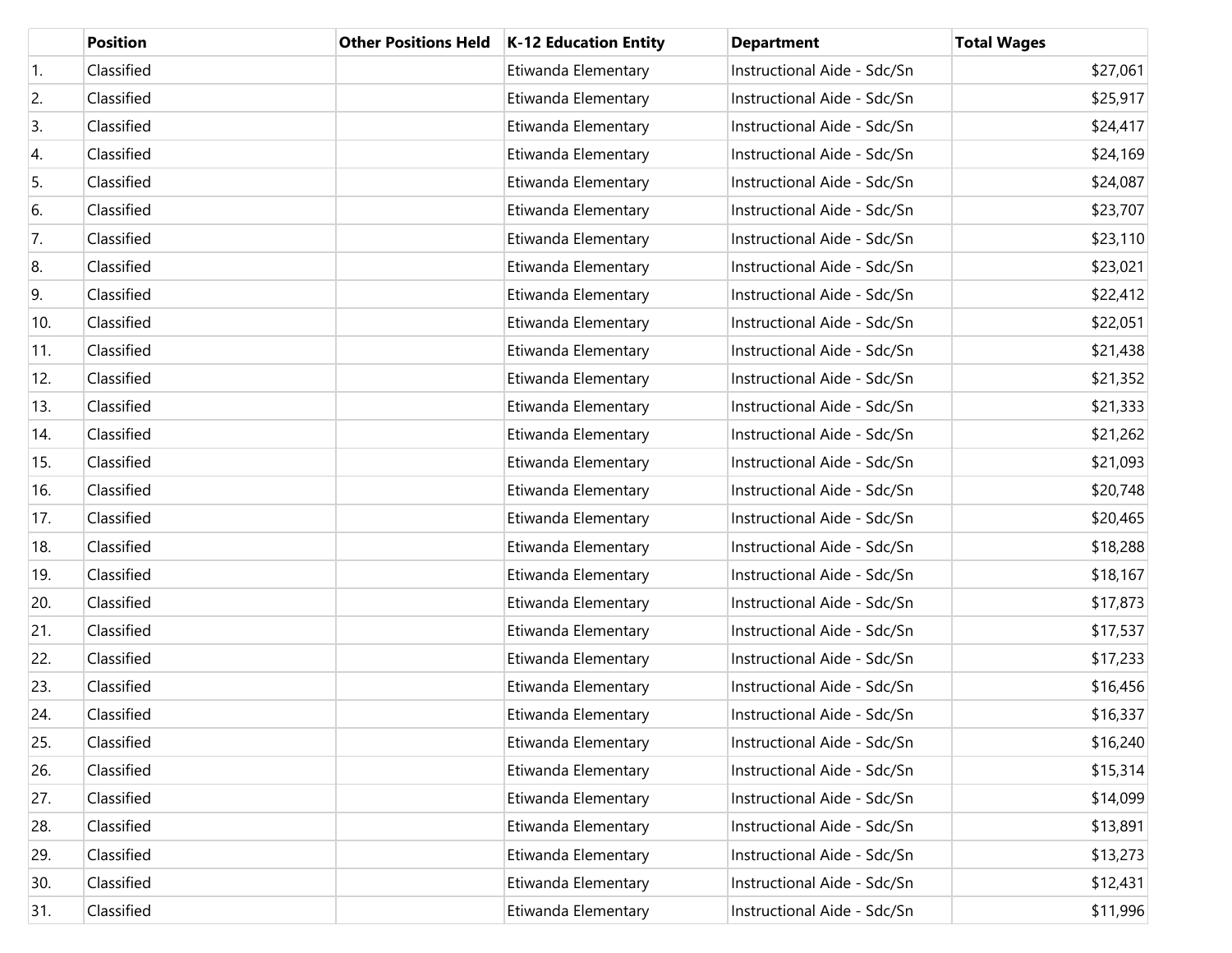| | Position | Other Positions Held | K-12 Education Entity | Department | Total Wages |
|---|---|---|---|---|---|
| 1. | Classified | | Etiwanda Elementary | Instructional Aide - Sdc/Sn | $27,061 |
| 2. | Classified | | Etiwanda Elementary | Instructional Aide - Sdc/Sn | $25,917 |
| 3. | Classified | | Etiwanda Elementary | Instructional Aide - Sdc/Sn | $24,417 |
| 4. | Classified | | Etiwanda Elementary | Instructional Aide - Sdc/Sn | $24,169 |
| 5. | Classified | | Etiwanda Elementary | Instructional Aide - Sdc/Sn | $24,087 |
| 6. | Classified | | Etiwanda Elementary | Instructional Aide - Sdc/Sn | $23,707 |
| 7. | Classified | | Etiwanda Elementary | Instructional Aide - Sdc/Sn | $23,110 |
| 8. | Classified | | Etiwanda Elementary | Instructional Aide - Sdc/Sn | $23,021 |
| 9. | Classified | | Etiwanda Elementary | Instructional Aide - Sdc/Sn | $22,412 |
| 10. | Classified | | Etiwanda Elementary | Instructional Aide - Sdc/Sn | $22,051 |
| 11. | Classified | | Etiwanda Elementary | Instructional Aide - Sdc/Sn | $21,438 |
| 12. | Classified | | Etiwanda Elementary | Instructional Aide - Sdc/Sn | $21,352 |
| 13. | Classified | | Etiwanda Elementary | Instructional Aide - Sdc/Sn | $21,333 |
| 14. | Classified | | Etiwanda Elementary | Instructional Aide - Sdc/Sn | $21,262 |
| 15. | Classified | | Etiwanda Elementary | Instructional Aide - Sdc/Sn | $21,093 |
| 16. | Classified | | Etiwanda Elementary | Instructional Aide - Sdc/Sn | $20,748 |
| 17. | Classified | | Etiwanda Elementary | Instructional Aide - Sdc/Sn | $20,465 |
| 18. | Classified | | Etiwanda Elementary | Instructional Aide - Sdc/Sn | $18,288 |
| 19. | Classified | | Etiwanda Elementary | Instructional Aide - Sdc/Sn | $18,167 |
| 20. | Classified | | Etiwanda Elementary | Instructional Aide - Sdc/Sn | $17,873 |
| 21. | Classified | | Etiwanda Elementary | Instructional Aide - Sdc/Sn | $17,537 |
| 22. | Classified | | Etiwanda Elementary | Instructional Aide - Sdc/Sn | $17,233 |
| 23. | Classified | | Etiwanda Elementary | Instructional Aide - Sdc/Sn | $16,456 |
| 24. | Classified | | Etiwanda Elementary | Instructional Aide - Sdc/Sn | $16,337 |
| 25. | Classified | | Etiwanda Elementary | Instructional Aide - Sdc/Sn | $16,240 |
| 26. | Classified | | Etiwanda Elementary | Instructional Aide - Sdc/Sn | $15,314 |
| 27. | Classified | | Etiwanda Elementary | Instructional Aide - Sdc/Sn | $14,099 |
| 28. | Classified | | Etiwanda Elementary | Instructional Aide - Sdc/Sn | $13,891 |
| 29. | Classified | | Etiwanda Elementary | Instructional Aide - Sdc/Sn | $13,273 |
| 30. | Classified | | Etiwanda Elementary | Instructional Aide - Sdc/Sn | $12,431 |
| 31. | Classified | | Etiwanda Elementary | Instructional Aide - Sdc/Sn | $11,996 |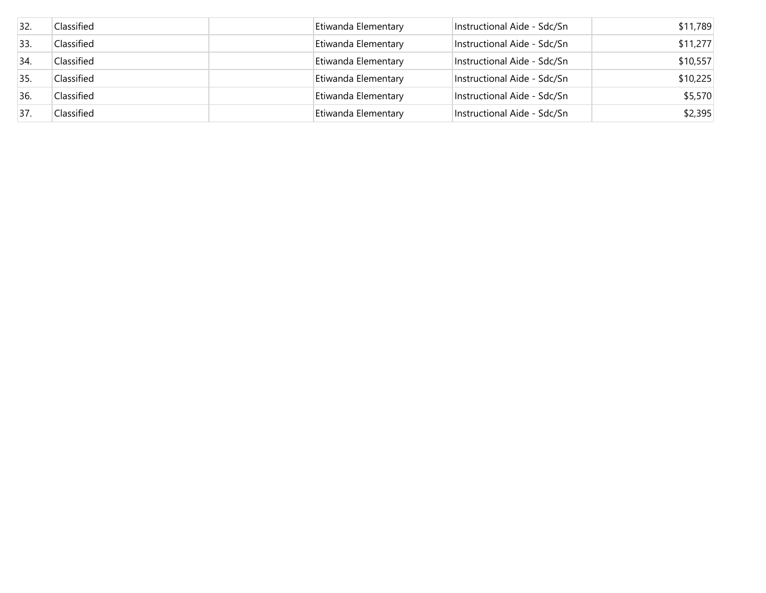| | | | | | |
|---|---|---|---|---|---|
| 32. | Classified | | Etiwanda Elementary | Instructional Aide - Sdc/Sn | $11,789 |
| 33. | Classified | | Etiwanda Elementary | Instructional Aide - Sdc/Sn | $11,277 |
| 34. | Classified | | Etiwanda Elementary | Instructional Aide - Sdc/Sn | $10,557 |
| 35. | Classified | | Etiwanda Elementary | Instructional Aide - Sdc/Sn | $10,225 |
| 36. | Classified | | Etiwanda Elementary | Instructional Aide - Sdc/Sn | $5,570 |
| 37. | Classified | | Etiwanda Elementary | Instructional Aide - Sdc/Sn | $2,395 |